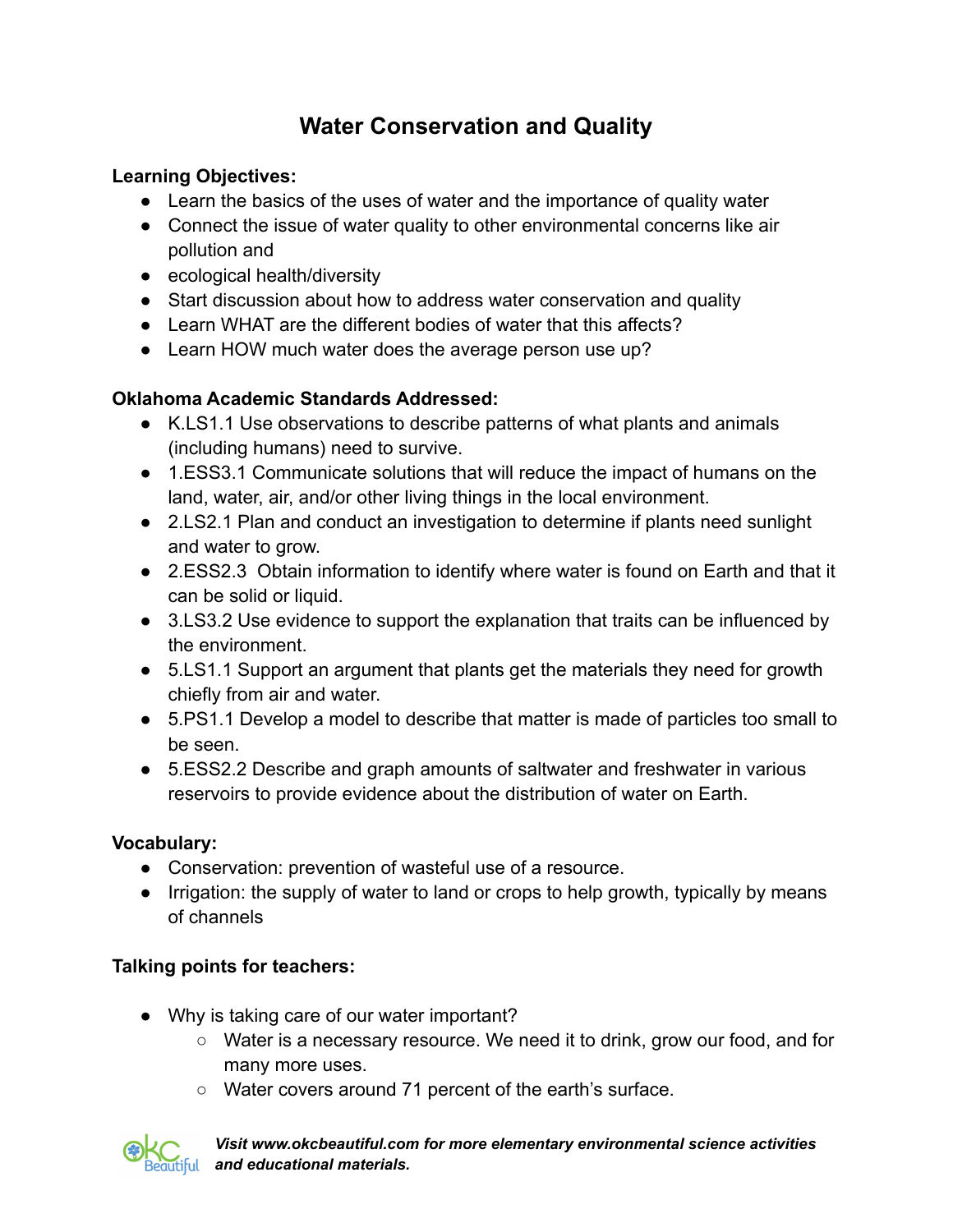# Water Conservation and Quality

**Learning Objectives:**

- Learn the basics of the uses of water and the importance of quality water
- Connect the issue of water quality to other environmental concerns like air pollution and
- ecological health/diversity
- Start discussion about how to address water conservation and quality
- Learn WHAT are the different bodies of water that this affects?
- Learn HOW much water does the average person use up?

**Oklahoma Academic Standards Addressed:**

- K.LS1.1 Use observations to describe patterns of what plants and animals (including humans) need to survive.
- 1.ESS3.1 Communicate solutions that will reduce the impact of humans on the land, water, air, and/or other living things in the local environment.
- 2.LS2.1 Plan and conduct an investigation to determine if plants need sunlight and water to grow.
- 2.ESS2.3 Obtain information to identify where water is found on Earth and that it can be solid or liquid.
- 3.LS3.2 Use evidence to support the explanation that traits can be influenced by the environment.
- 5.LS1.1 Support an argument that plants get the materials they need for growth chiefly from air and water.
- 5.PS1.1 Develop a model to describe that matter is made of particles too small to be seen.
- 5.ESS2.2 Describe and graph amounts of saltwater and freshwater in various reservoirs to provide evidence about the distribution of water on Earth.

**Vocabulary:**

- Conservation: prevention of wasteful use of a resource.
- Irrigation: the supply of water to land or crops to help growth, typically by means of channels

**Talking points for teachers:**

- Why is taking care of our water important?
  - Water is a necessary resource. We need it to drink, grow our food, and for many more uses.
  - Water covers around 71 percent of the earth's surface.

***Visit www.okcbeautiful.com for more elementary environmental science activities and educational materials.***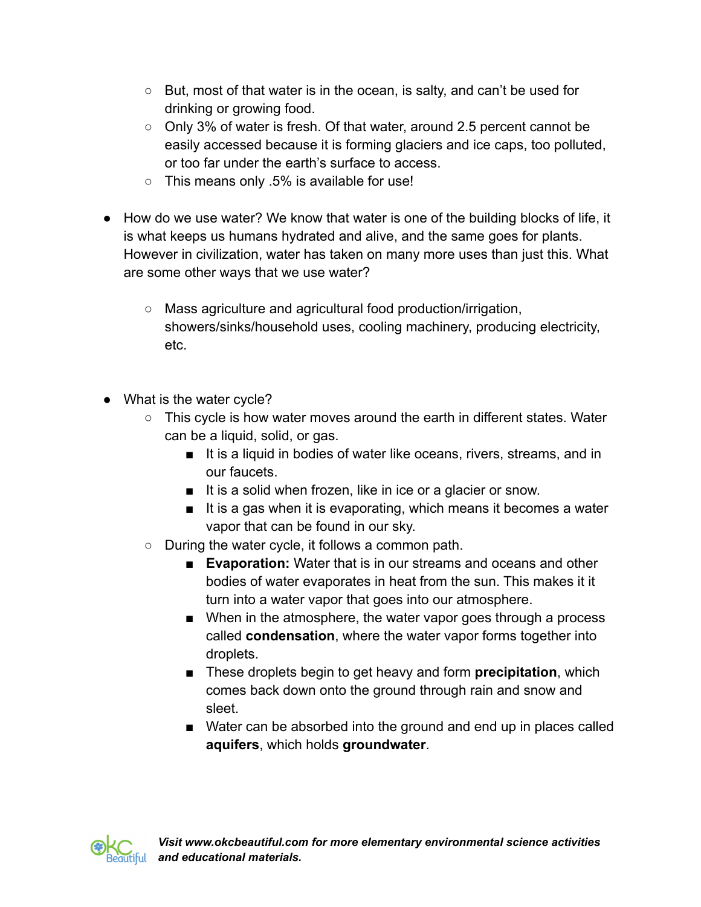- But, most of that water is in the ocean, is salty, and can't be used for drinking or growing food.
  - Only 3% of water is fresh. Of that water, around 2.5 percent cannot be easily accessed because it is forming glaciers and ice caps, too polluted, or too far under the earth's surface to access.
  - This means only .5% is available for use!

- How do we use water? We know that water is one of the building blocks of life, it is what keeps us humans hydrated and alive, and the same goes for plants. However in civilization, water has taken on many more uses than just this. What are some other ways that we use water?

  - Mass agriculture and agricultural food production/irrigation, showers/sinks/household uses, cooling machinery, producing electricity, etc.

- What is the water cycle?
  - This cycle is how water moves around the earth in different states. Water can be a liquid, solid, or gas.
    - It is a liquid in bodies of water like oceans, rivers, streams, and in our faucets.
    - It is a solid when frozen, like in ice or a glacier or snow.
    - It is a gas when it is evaporating, which means it becomes a water vapor that can be found in our sky.
  - During the water cycle, it follows a common path.
    - **Evaporation:** Water that is in our streams and oceans and other bodies of water evaporates in heat from the sun. This makes it it turn into a water vapor that goes into our atmosphere.
    - When in the atmosphere, the water vapor goes through a process called **condensation**, where the water vapor forms together into droplets.
    - These droplets begin to get heavy and form **precipitation**, which comes back down onto the ground through rain and snow and sleet.
    - Water can be absorbed into the ground and end up in places called **aquifers**, which holds **groundwater**.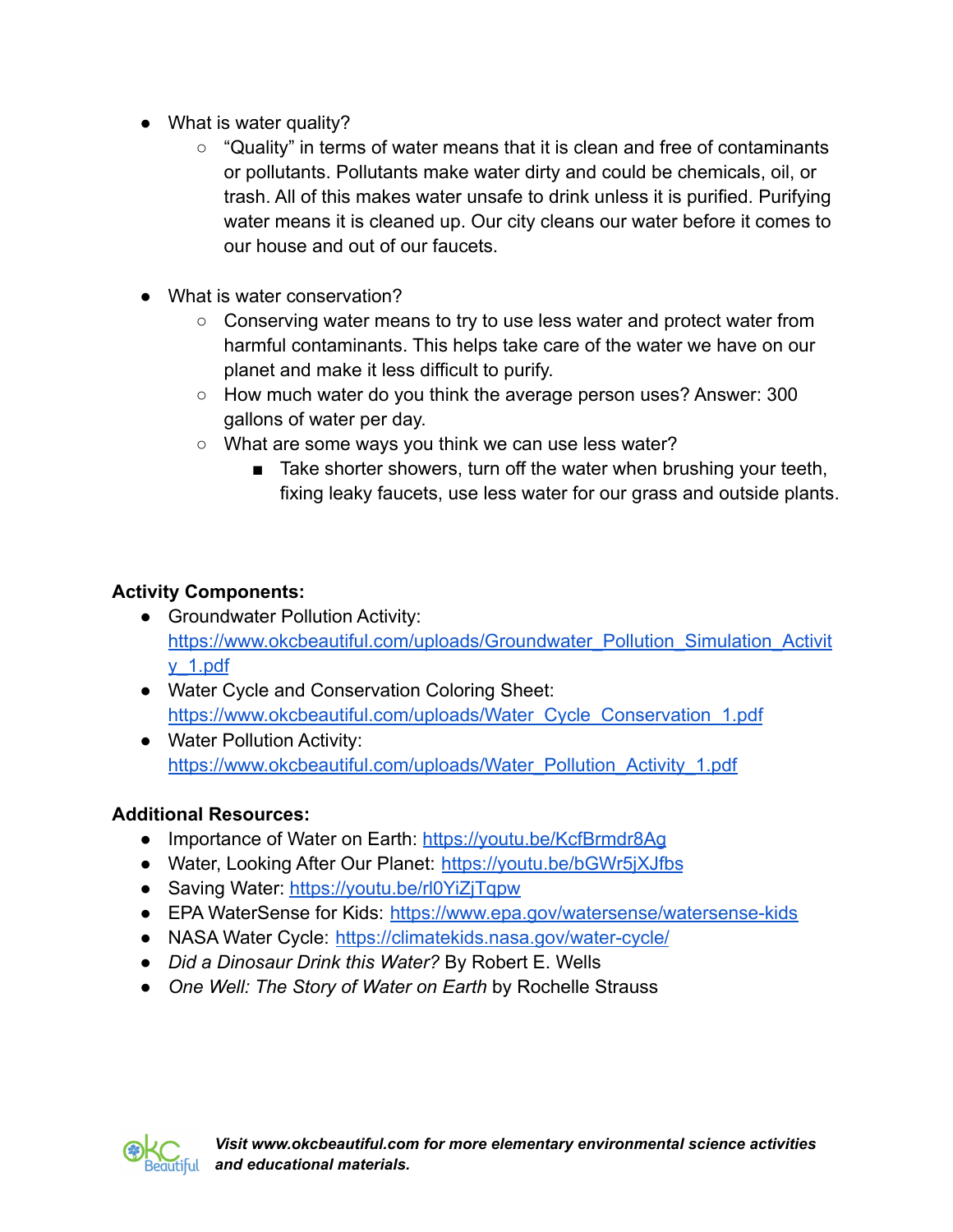- What is water quality?
    - "Quality" in terms of water means that it is clean and free of contaminants or pollutants. Pollutants make water dirty and could be chemicals, oil, or trash. All of this makes water unsafe to drink unless it is purified. Purifying water means it is cleaned up. Our city cleans our water before it comes to our house and out of our faucets.

- What is water conservation?
    - Conserving water means to try to use less water and protect water from harmful contaminants. This helps take care of the water we have on our planet and make it less difficult to purify.
    - How much water do you think the average person uses? Answer: 300 gallons of water per day.
    - What are some ways you think we can use less water?
        - Take shorter showers, turn off the water when brushing your teeth, fixing leaky faucets, use less water for our grass and outside plants.

**Activity Components:**

- Groundwater Pollution Activity: https://www.okcbeautiful.com/uploads/Groundwater_Pollution_Simulation_Activity_1.pdf
- Water Cycle and Conservation Coloring Sheet: https://www.okcbeautiful.com/uploads/Water_Cycle_Conservation_1.pdf
- Water Pollution Activity: https://www.okcbeautiful.com/uploads/Water_Pollution_Activity_1.pdf

**Additional Resources:**

- Importance of Water on Earth: https://youtu.be/KcfBrmdr8Ag
- Water, Looking After Our Planet: https://youtu.be/bGWr5jXJfbs
- Saving Water: https://youtu.be/rl0YiZjTqpw
- EPA WaterSense for Kids: https://www.epa.gov/watersense/watersense-kids
- NASA Water Cycle: https://climatekids.nasa.gov/water-cycle/
- *Did a Dinosaur Drink this Water?* By Robert E. Wells
- *One Well: The Story of Water on Earth* by Rochelle Strauss

***Visit www.okcbeautiful.com for more elementary environmental science activities and educational materials.***